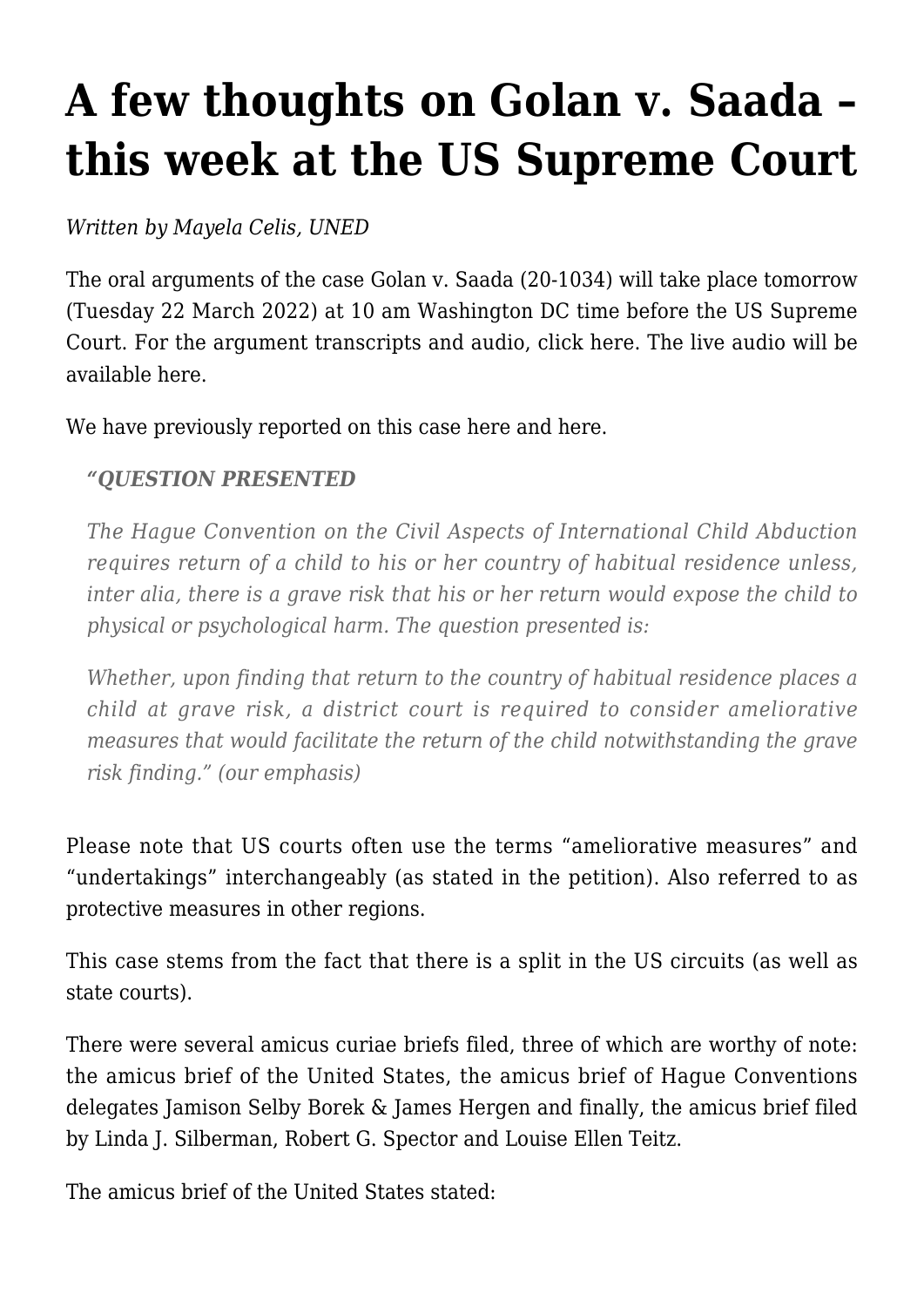# A few thoughts on Golan v. Saada – this week at the US Supreme Court

*Written by Mayela Celis, UNED*

The oral arguments of the case Golan v. Saada (20-1034) will take place tomorrow (Tuesday 22 March 2022) at 10 am Washington DC time before the US Supreme Court. For the argument transcripts and audio, click here. The live audio will be available here.

We have previously reported on this case here and here.

> ***"QUESTION PRESENTED***
>
> *The Hague Convention on the Civil Aspects of International Child Abduction requires return of a child to his or her country of habitual residence unless, inter alia, there is a grave risk that his or her return would expose the child to physical or psychological harm. The question presented is:*
>
> *Whether, upon finding that return to the country of habitual residence places a child at grave risk, a district court is required to consider ameliorative measures that would facilitate the return of the child notwithstanding the grave risk finding." (our emphasis)*

Please note that US courts often use the terms "ameliorative measures" and "undertakings" interchangeably (as stated in the petition). Also referred to as protective measures in other regions.

This case stems from the fact that there is a split in the US circuits (as well as state courts).

There were several amicus curiae briefs filed, three of which are worthy of note: the amicus brief of the United States, the amicus brief of Hague Conventions delegates Jamison Selby Borek & James Hergen and finally, the amicus brief filed by Linda J. Silberman, Robert G. Spector and Louise Ellen Teitz.

The amicus brief of the United States stated: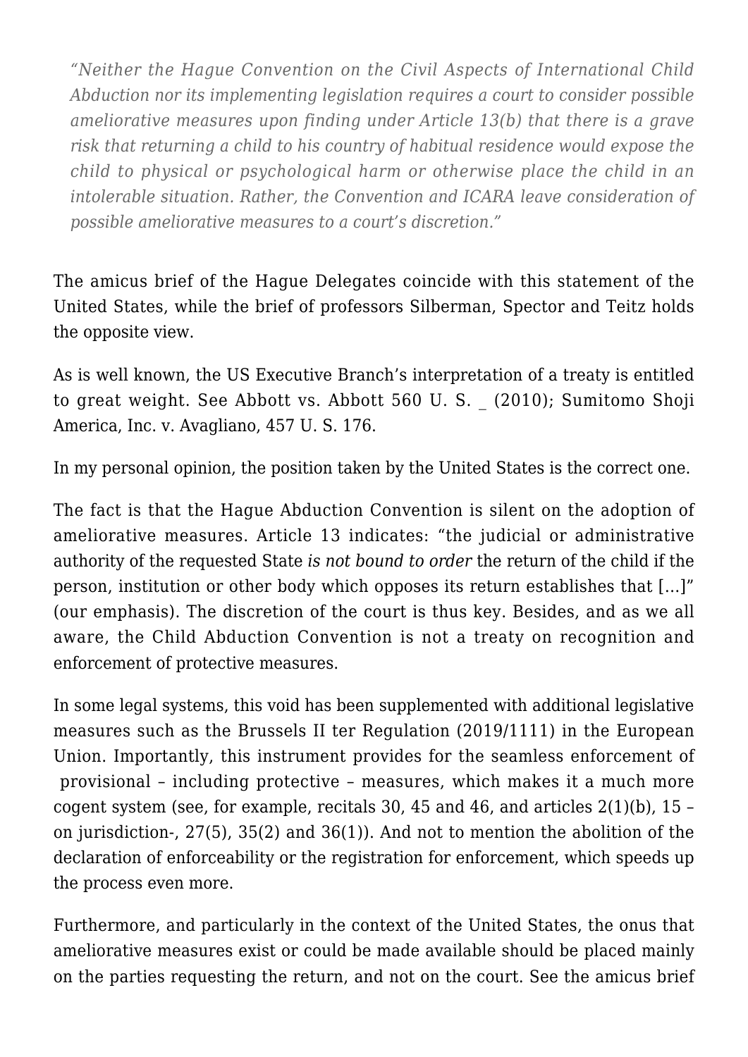> *"Neither the Hague Convention on the Civil Aspects of International Child Abduction nor its implementing legislation requires a court to consider possible ameliorative measures upon finding under Article 13(b) that there is a grave risk that returning a child to his country of habitual residence would expose the child to physical or psychological harm or otherwise place the child in an intolerable situation. Rather, the Convention and ICARA leave consideration of possible ameliorative measures to a court's discretion."*

The amicus brief of the Hague Delegates coincide with this statement of the United States, while the brief of professors Silberman, Spector and Teitz holds the opposite view.

As is well known, the US Executive Branch's interpretation of a treaty is entitled to great weight. See Abbott vs. Abbott 560 U. S. _ (2010); Sumitomo Shoji America, Inc. v. Avagliano, 457 U. S. 176.

In my personal opinion, the position taken by the United States is the correct one.

The fact is that the Hague Abduction Convention is silent on the adoption of ameliorative measures. Article 13 indicates: "the judicial or administrative authority of the requested State *is not bound to order* the return of the child if the person, institution or other body which opposes its return establishes that […]" (our emphasis). The discretion of the court is thus key. Besides, and as we all aware, the Child Abduction Convention is not a treaty on recognition and enforcement of protective measures.

In some legal systems, this void has been supplemented with additional legislative measures such as the Brussels II ter Regulation (2019/1111) in the European Union. Importantly, this instrument provides for the seamless enforcement of provisional – including protective – measures, which makes it a much more cogent system (see, for example, recitals 30, 45 and 46, and articles 2(1)(b), 15 – on jurisdiction-, 27(5), 35(2) and 36(1)). And not to mention the abolition of the declaration of enforceability or the registration for enforcement, which speeds up the process even more.

Furthermore, and particularly in the context of the United States, the onus that ameliorative measures exist or could be made available should be placed mainly on the parties requesting the return, and not on the court. See the amicus brief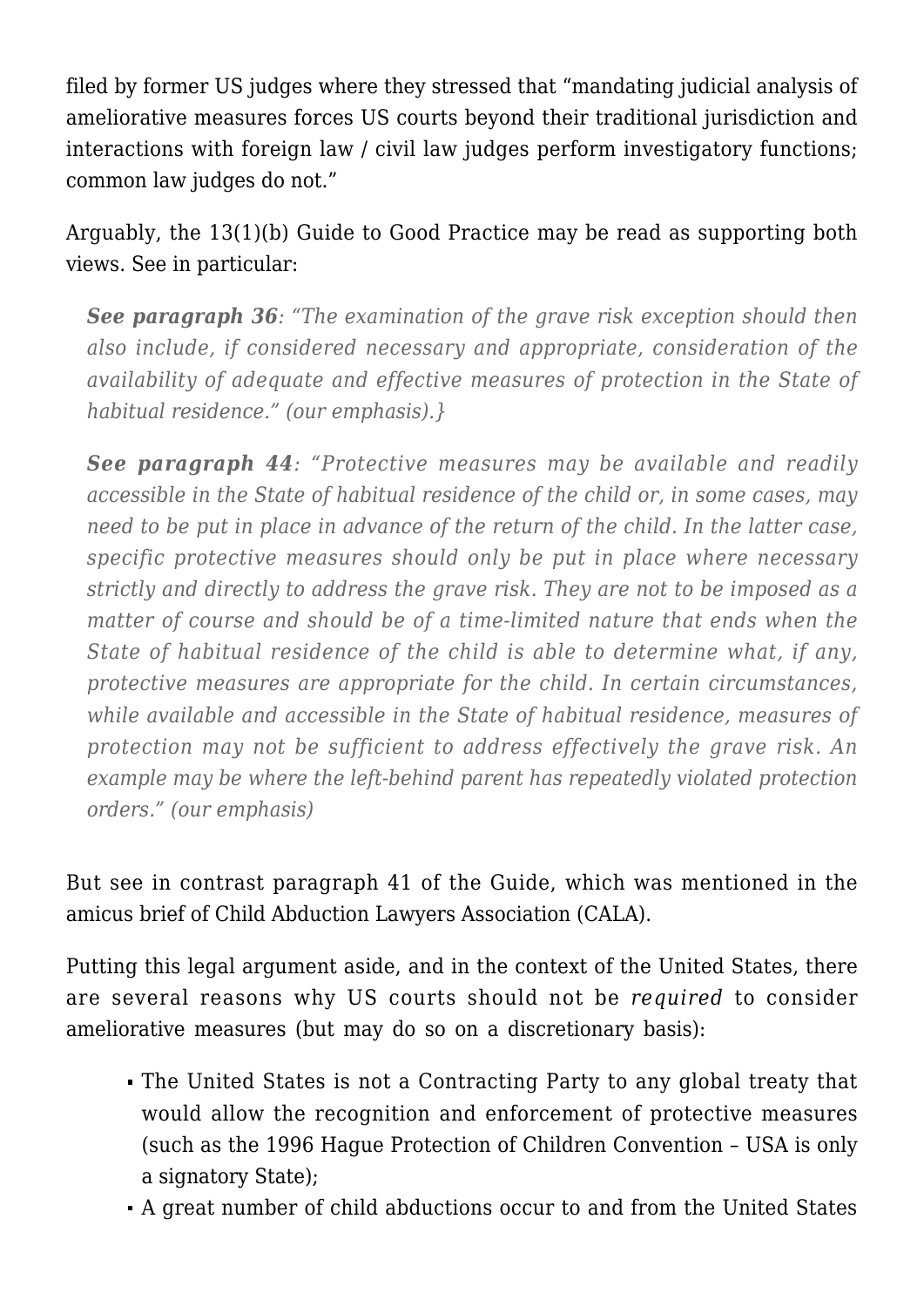filed by former US judges where they stressed that "mandating judicial analysis of ameliorative measures forces US courts beyond their traditional jurisdiction and interactions with foreign law / civil law judges perform investigatory functions; common law judges do not."

Arguably, the 13(1)(b) Guide to Good Practice may be read as supporting both views. See in particular:

> ***See paragraph 36***: *"The examination of the grave risk exception should then also include, if considered necessary and appropriate, consideration of the availability of adequate and effective measures of protection in the State of habitual residence." (our emphasis).}*
>
> ***See paragraph 44***: *"Protective measures may be available and readily accessible in the State of habitual residence of the child or, in some cases, may need to be put in place in advance of the return of the child. In the latter case, specific protective measures should only be put in place where necessary strictly and directly to address the grave risk. They are not to be imposed as a matter of course and should be of a time-limited nature that ends when the State of habitual residence of the child is able to determine what, if any, protective measures are appropriate for the child. In certain circumstances, while available and accessible in the State of habitual residence, measures of protection may not be sufficient to address effectively the grave risk. An example may be where the left-behind parent has repeatedly violated protection orders." (our emphasis)*

But see in contrast paragraph 41 of the Guide, which was mentioned in the amicus brief of Child Abduction Lawyers Association (CALA).

Putting this legal argument aside, and in the context of the United States, there are several reasons why US courts should not be *required* to consider ameliorative measures (but may do so on a discretionary basis):

- The United States is not a Contracting Party to any global treaty that would allow the recognition and enforcement of protective measures (such as the 1996 Hague Protection of Children Convention – USA is only a signatory State);
- A great number of child abductions occur to and from the United States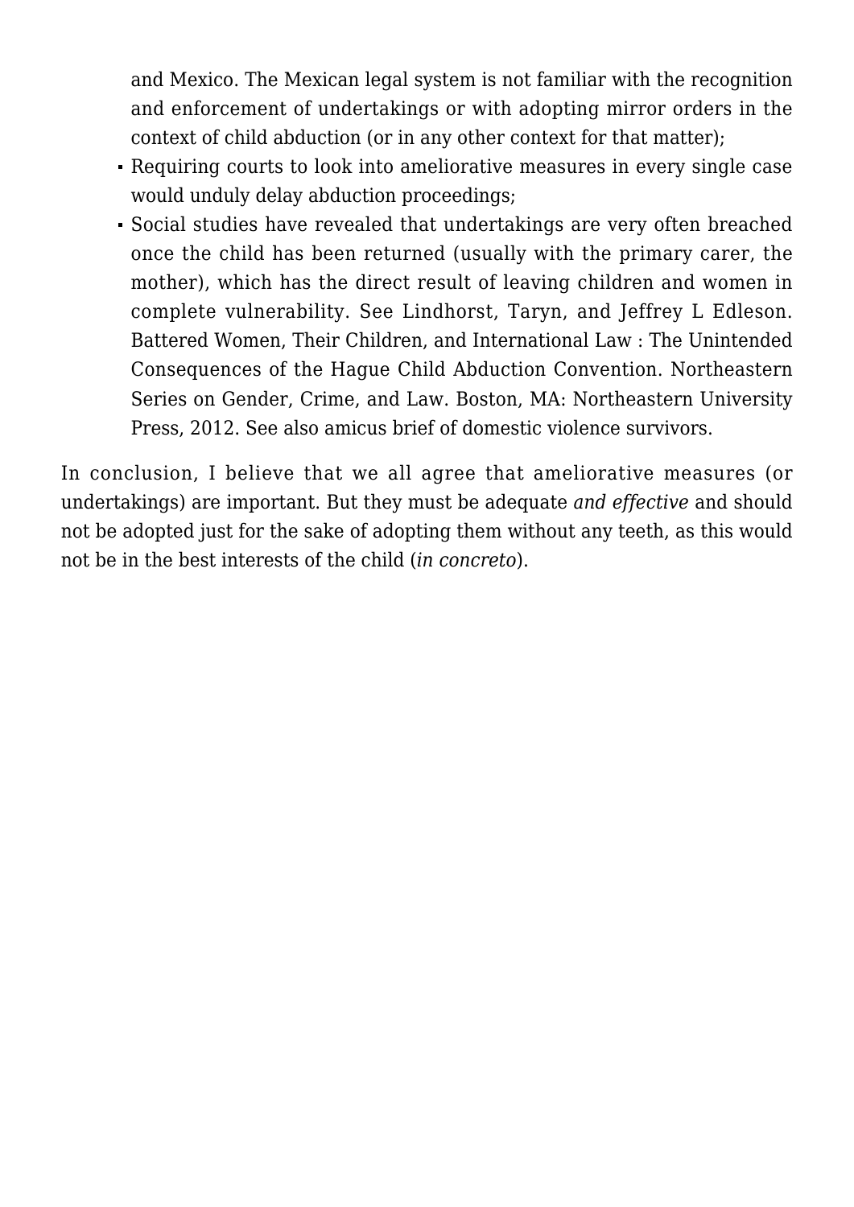and Mexico. The Mexican legal system is not familiar with the recognition and enforcement of undertakings or with adopting mirror orders in the context of child abduction (or in any other context for that matter);

- Requiring courts to look into ameliorative measures in every single case would unduly delay abduction proceedings;
- Social studies have revealed that undertakings are very often breached once the child has been returned (usually with the primary carer, the mother), which has the direct result of leaving children and women in complete vulnerability. See Lindhorst, Taryn, and Jeffrey L Edleson. Battered Women, Their Children, and International Law : The Unintended Consequences of the Hague Child Abduction Convention. Northeastern Series on Gender, Crime, and Law. Boston, MA: Northeastern University Press, 2012. See also amicus brief of domestic violence survivors.

In conclusion, I believe that we all agree that ameliorative measures (or undertakings) are important. But they must be adequate *and effective* and should not be adopted just for the sake of adopting them without any teeth, as this would not be in the best interests of the child (*in concreto*).